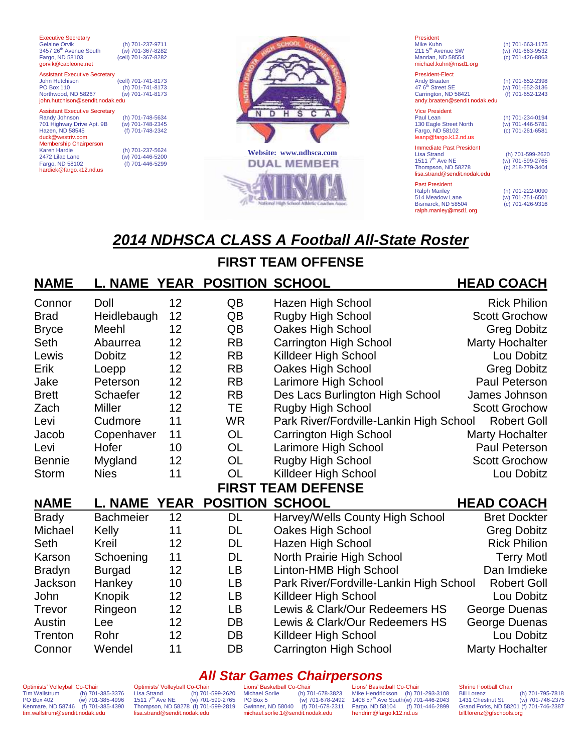Executive Secretary
Gelaine Orvik (h) 701-237-9711
3457 26th Avenue South (w) 701-367-8282
Fargo, ND 58103 (cell) 701-367-8282
gorvik@cableone.net

Assistant Executive Secretary
John Hutchison (cell) 701-741-8173
PO Box 110 (h) 701-741-8173
Northwood, ND 58267 (w) 701-741-8173
john.hutchison@sendit.nodak.edu

Assistant Executive Secretary
Randy Johnson (h) 701-748-5634
701 Highway Drive Apt. 9B (w) 701-748-2345
Hazen, ND 58545 (f) 701-748-2342
duck@westriv.com

Membership Chairperson
Karen Hardie (h) 701-237-5624
2472 Lilac Lane (w) 701-446-5200
Fargo, ND 58102 (f) 701-446-5299
hardiek@fargo.k12.nd.us

Website: www.ndhsca.com
DUAL MEMBER

President
Mike Kuhn (h) 701-663-1175
211 5th Avenue SW (w) 701-663-9532
Mandan, ND 58554 (c) 701-426-8863
michael.kuhn@msd1.org

President-Elect
Andy Braaten (h) 701-652-2398
47 6th Street SE (w) 701-652-3136
Carrington, ND 58421 (f) 701-652-1243
andy.braaten@sendit.nodak.edu

Vice President
Paul Lean (h) 701-234-0194
130 Eagle Street North (w) 701-446-5781
Fargo, ND 58102 (c) 701-261-6581
leanp@fargo.k12.nd.us

Immediate Past President
Lisa Strand (h) 701-599-2620
1511 7th Ave NE (w) 701-599-2765
Thompson, ND 58278 (c) 218-779-3404
lisa.strand@sendit.nodak.edu

Past President
Ralph Manley (h) 701-222-0090
514 Meadow Lane (w) 701-751-6501
Bismarck, ND 58504 (c) 701-426-9316
ralph.manley@msd1.org

# *2014 NDHSCA CLASS A Football All-State Roster*

## FIRST TEAM OFFENSE

| NAME | L. NAME | YEAR | POSITION | SCHOOL | HEAD COACH |
|---|---|---|---|---|---|
| Connor | Doll | 12 | QB | Hazen High School | Rick Philion |
| Brad | Heidlebaugh | 12 | QB | Rugby High School | Scott Grochow |
| Bryce | Meehl | 12 | QB | Oakes High School | Greg Dobitz |
| Seth | Abaurrea | 12 | RB | Carrington High School | Marty Hochalter |
| Lewis | Dobitz | 12 | RB | Killdeer High School | Lou Dobitz |
| Erik | Loepp | 12 | RB | Oakes High School | Greg Dobitz |
| Jake | Peterson | 12 | RB | Larimore High School | Paul Peterson |
| Brett | Schaefer | 12 | RB | Des Lacs Burlington High School | James Johnson |
| Zach | Miller | 12 | TE | Rugby High School | Scott Grochow |
| Levi | Cudmore | 11 | WR | Park River/Fordville-Lankin High School | Robert Goll |
| Jacob | Copenhaver | 11 | OL | Carrington High School | Marty Hochalter |
| Levi | Hofer | 10 | OL | Larimore High School | Paul Peterson |
| Bennie | Mygland | 12 | OL | Rugby High School | Scott Grochow |
| Storm | Nies | 11 | OL | Killdeer High School | Lou Dobitz |

## FIRST TEAM DEFENSE

| NAME | L. NAME | YEAR | POSITION | SCHOOL | HEAD COACH |
|---|---|---|---|---|---|
| Brady | Bachmeier | 12 | DL | Harvey/Wells County High School | Bret Dockter |
| Michael | Kelly | 11 | DL | Oakes High School | Greg Dobitz |
| Seth | Kreil | 12 | DL | Hazen High School | Rick Philion |
| Karson | Schoening | 11 | DL | North Prairie High School | Terry Motl |
| Bradyn | Burgad | 12 | LB | Linton-HMB High School | Dan Imdieke |
| Jackson | Hankey | 10 | LB | Park River/Fordville-Lankin High School | Robert Goll |
| John | Knopik | 12 | LB | Killdeer High School | Lou Dobitz |
| Trevor | Ringeon | 12 | LB | Lewis & Clark/Our Redeemers HS | George Duenas |
| Austin | Lee | 12 | DB | Lewis & Clark/Our Redeemers HS | George Duenas |
| Trenton | Rohr | 12 | DB | Killdeer High School | Lou Dobitz |
| Connor | Wendel | 11 | DB | Carrington High School | Marty Hochalter |

## *All Star Games Chairpersons*

Optimists' Volleyball Co-Chair
Tim Wallstrum (h) 701-385-3376
PO Box 402 (w) 701-385-4996
Kenmare, ND 58746 (f) 701-385-4390
tim.wallstrum@sendit.nodak.edu

Optimists' Volleyball Co-Chair
Lisa Strand (h) 701-599-2620
1511 7th Ave NE (w) 701-599-2765
Thompson, ND 58278 (f) 701-599-2819
lisa.strand@sendit.nodak.edu

Lions' Basketball Co-Chair
Michael Sorlie (h) 701-678-3823
PO Box 5 (w) 701-678-2492
Gwinner, ND 58040 (f) 701-678-2311
michael.sorlie.1@sendit.nodak.edu

Lions' Basketball Co-Chair
Mike Hendrickson (h) 701-293-3108
1408 57th Ave South (w) 701-446-2043
Fargo, ND 58104 (f) 701-446-2899
hendrim@fargo.k12.nd.us

Shrine Football Chair
Bill Lorenz (h) 701-795-7818
1431 Chestnut St. (w) 701-746-2375
Grand Forks, ND 58201 (f) 701-746-2387
bill.lorenz@gfschools.org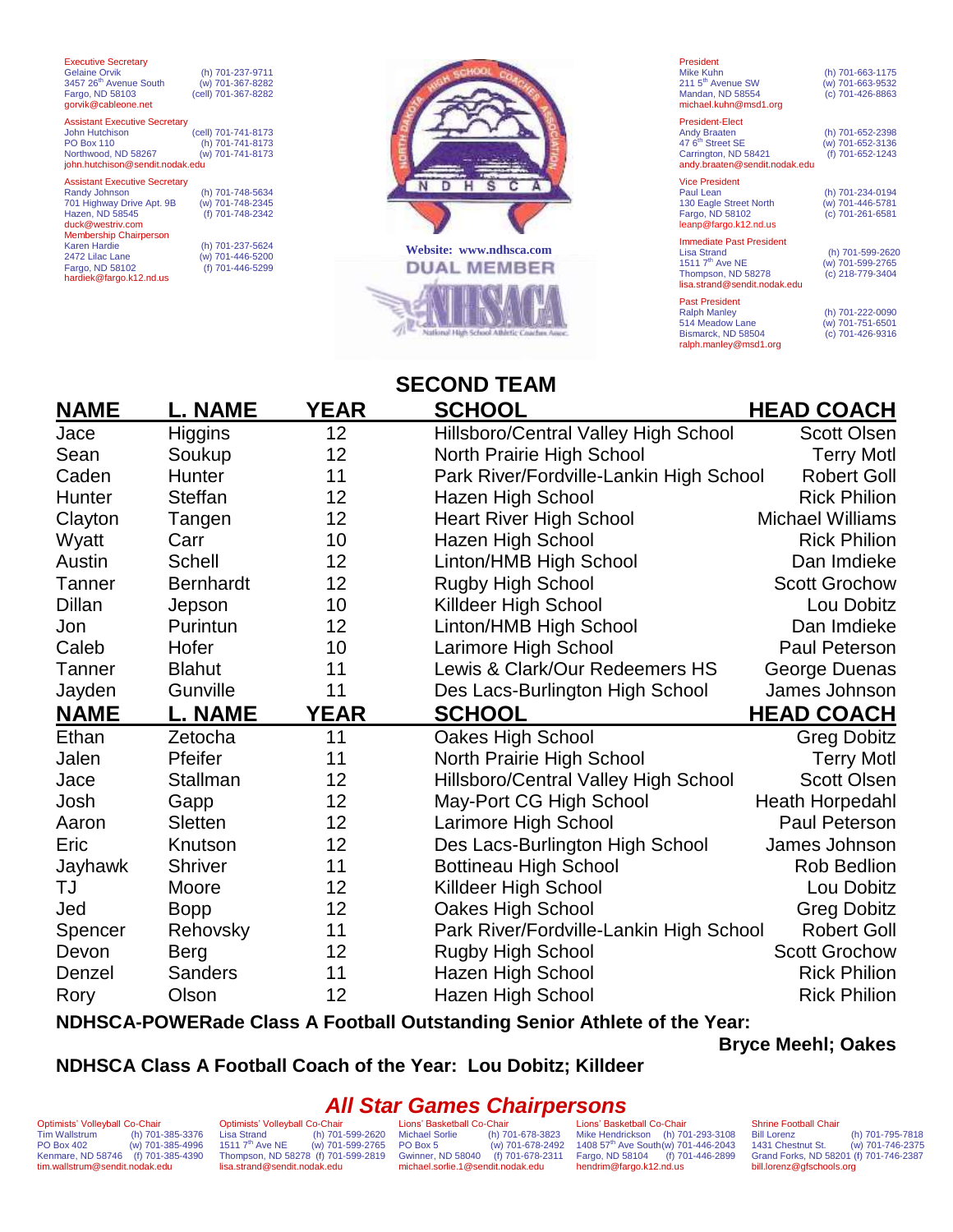Executive Secretary
Gelaine Orvik (h) 701-237-9711
3457 26th Avenue South (w) 701-367-8282
Fargo, ND 58103 (cell) 701-367-8282
gorvik@cableone.net

Assistant Executive Secretary
John Hutchison (cell) 701-741-8173
PO Box 110 (h) 701-741-8173
Northwood, ND 58267 (w) 701-741-8173
john.hutchison@sendit.nodak.edu

Assistant Executive Secretary
Randy Johnson (h) 701-748-5634
701 Highway Drive Apt. 9B (w) 701-748-2345
Hazen, ND 58545 (f) 701-748-2342
duck@westriv.com

Membership Chairperson
Karen Hardie (h) 701-237-5624
2472 Lilac Lane (w) 701-446-5200
Fargo, ND 58102 (f) 701-446-5299
hardiek@fargo.k12.nd.us

Website: www.ndhsca.com

DUAL MEMBER

President
Mike Kuhn (h) 701-663-1175
211 5th Avenue SW (w) 701-663-9532
Mandan, ND 58554 (c) 701-426-8863
michael.kuhn@msd1.org

President-Elect
Andy Braaten (h) 701-652-2398
47 6th Street SE (w) 701-652-3136
Carrington, ND 58421 (f) 701-652-1243
andy.braaten@sendit.nodak.edu

Vice President
Paul Lean (h) 701-234-0194
130 Eagle Street North (w) 701-446-5781
Fargo, ND 58102 (c) 701-261-6581
leanp@fargo.k12.nd.us

Immediate Past President
Lisa Strand (h) 701-599-2620
1511 7th Ave NE (w) 701-599-2765
Thompson, ND 58278 (c) 218-779-3404
lisa.strand@sendit.nodak.edu

Past President
Ralph Manley (h) 701-222-0090
514 Meadow Lane (w) 701-751-6501
Bismarck, ND 58504 (c) 701-426-9316
ralph.manley@msd1.org

## SECOND TEAM

| NAME | L. NAME | YEAR | SCHOOL | HEAD COACH |
|---|---|---|---|---|
| Jace | Higgins | 12 | Hillsboro/Central Valley High School | Scott Olsen |
| Sean | Soukup | 12 | North Prairie High School | Terry Motl |
| Caden | Hunter | 11 | Park River/Fordville-Lankin High School | Robert Goll |
| Hunter | Steffan | 12 | Hazen High School | Rick Philion |
| Clayton | Tangen | 12 | Heart River High School | Michael Williams |
| Wyatt | Carr | 10 | Hazen High School | Rick Philion |
| Austin | Schell | 12 | Linton/HMB High School | Dan Imdieke |
| Tanner | Bernhardt | 12 | Rugby High School | Scott Grochow |
| Dillan | Jepson | 10 | Killdeer High School | Lou Dobitz |
| Jon | Purintun | 12 | Linton/HMB High School | Dan Imdieke |
| Caleb | Hofer | 10 | Larimore High School | Paul Peterson |
| Tanner | Blahut | 11 | Lewis & Clark/Our Redeemers HS | George Duenas |
| Jayden | Gunville | 11 | Des Lacs-Burlington High School | James Johnson |

| NAME | L. NAME | YEAR | SCHOOL | HEAD COACH |
|---|---|---|---|---|
| Ethan | Zetocha | 11 | Oakes High School | Greg Dobitz |
| Jalen | Pfeifer | 11 | North Prairie High School | Terry Motl |
| Jace | Stallman | 12 | Hillsboro/Central Valley High School | Scott Olsen |
| Josh | Gapp | 12 | May-Port CG High School | Heath Horpedahl |
| Aaron | Sletten | 12 | Larimore High School | Paul Peterson |
| Eric | Knutson | 12 | Des Lacs-Burlington High School | James Johnson |
| Jayhawk | Shriver | 11 | Bottineau High School | Rob Bedlion |
| TJ | Moore | 12 | Killdeer High School | Lou Dobitz |
| Jed | Bopp | 12 | Oakes High School | Greg Dobitz |
| Spencer | Rehovsky | 11 | Park River/Fordville-Lankin High School | Robert Goll |
| Devon | Berg | 12 | Rugby High School | Scott Grochow |
| Denzel | Sanders | 11 | Hazen High School | Rick Philion |
| Rory | Olson | 12 | Hazen High School | Rick Philion |

**NDHSCA-POWERade Class A Football Outstanding Senior Athlete of the Year:**

**Bryce Meehl; Oakes**

**NDHSCA Class A Football Coach of the Year: Lou Dobitz; Killdeer**

## *All Star Games Chairpersons*

Optimists' Volleyball Co-Chair
Tim Wallstrum (h) 701-385-3376
PO Box 402 (w) 701-385-4996
Kenmare, ND 58746 (f) 701-385-4390
tim.wallstrum@sendit.nodak.edu

Optimists' Volleyball Co-Chair
Lisa Strand (h) 701-599-2620
1511 7th Ave NE (w) 701-599-2765
Thompson, ND 58278 (f) 701-599-2819
lisa.strand@sendit.nodak.edu

Lions' Basketball Co-Chair
Michael Sorlie (h) 701-678-3823
PO Box 5 (w) 701-678-2492
Gwinner, ND 58040 (f) 701-678-2311
michael.sorlie.1@sendit.nodak.edu

Lions' Basketball Co-Chair
Mike Hendrickson (h) 701-293-3108
1408 57th Ave South (w) 701-446-2043
Fargo, ND 58104 (f) 701-446-2899
hendrim@fargo.k12.nd.us

Shrine Football Chair
Bill Lorenz (h) 701-795-7818
1431 Chestnut St. (w) 701-746-2375
Grand Forks, ND 58201 (f) 701-746-2387
bill.lorenz@gfschools.org